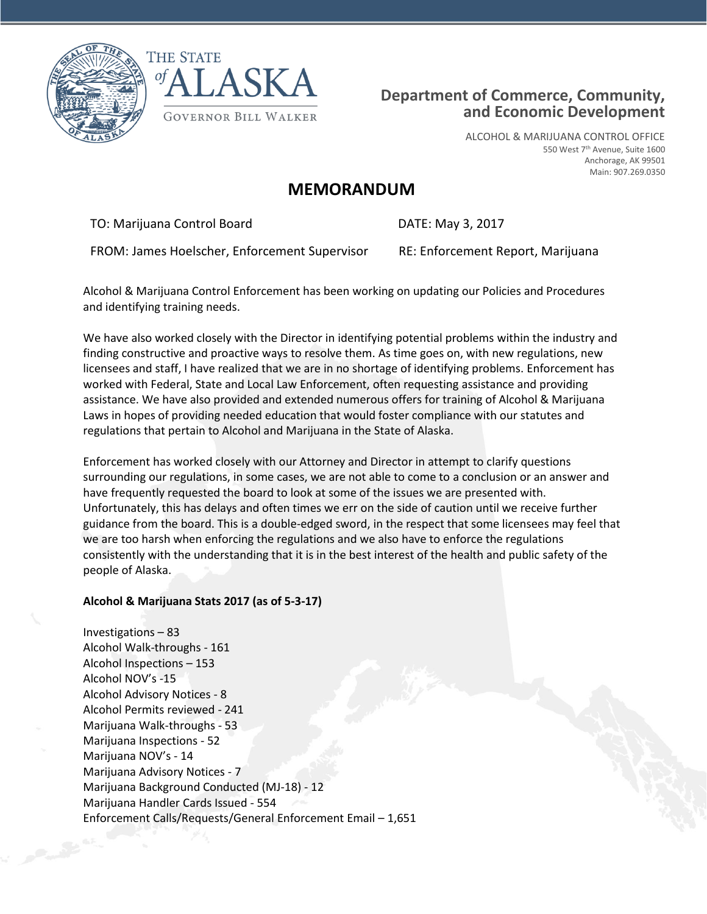THE STATE of ALASKA

GOVERNOR BILL WALKER

**Department of Commerce, Community, and Economic Development**

ALCOHOL & MARIJUANA CONTROL OFFICE
550 West 7th Avenue, Suite 1600
Anchorage, AK 99501
Main: 907.269.0350

# MEMORANDUM

TO: Marijuana Control Board

DATE: May 3, 2017

FROM: James Hoelscher, Enforcement Supervisor

RE: Enforcement Report, Marijuana

Alcohol & Marijuana Control Enforcement has been working on updating our Policies and Procedures and identifying training needs.

We have also worked closely with the Director in identifying potential problems within the industry and finding constructive and proactive ways to resolve them. As time goes on, with new regulations, new licensees and staff, I have realized that we are in no shortage of identifying problems. Enforcement has worked with Federal, State and Local Law Enforcement, often requesting assistance and providing assistance. We have also provided and extended numerous offers for training of Alcohol & Marijuana Laws in hopes of providing needed education that would foster compliance with our statutes and regulations that pertain to Alcohol and Marijuana in the State of Alaska.

Enforcement has worked closely with our Attorney and Director in attempt to clarify questions surrounding our regulations, in some cases, we are not able to come to a conclusion or an answer and have frequently requested the board to look at some of the issues we are presented with. Unfortunately, this has delays and often times we err on the side of caution until we receive further guidance from the board. This is a double-edged sword, in the respect that some licensees may feel that we are too harsh when enforcing the regulations and we also have to enforce the regulations consistently with the understanding that it is in the best interest of the health and public safety of the people of Alaska.

**Alcohol & Marijuana Stats 2017 (as of 5-3-17)**

Investigations – 83
Alcohol Walk-throughs - 161
Alcohol Inspections – 153
Alcohol NOV's -15
Alcohol Advisory Notices - 8
Alcohol Permits reviewed - 241
Marijuana Walk-throughs - 53
Marijuana Inspections - 52
Marijuana NOV's - 14
Marijuana Advisory Notices - 7
Marijuana Background Conducted (MJ-18) - 12
Marijuana Handler Cards Issued - 554
Enforcement Calls/Requests/General Enforcement Email – 1,651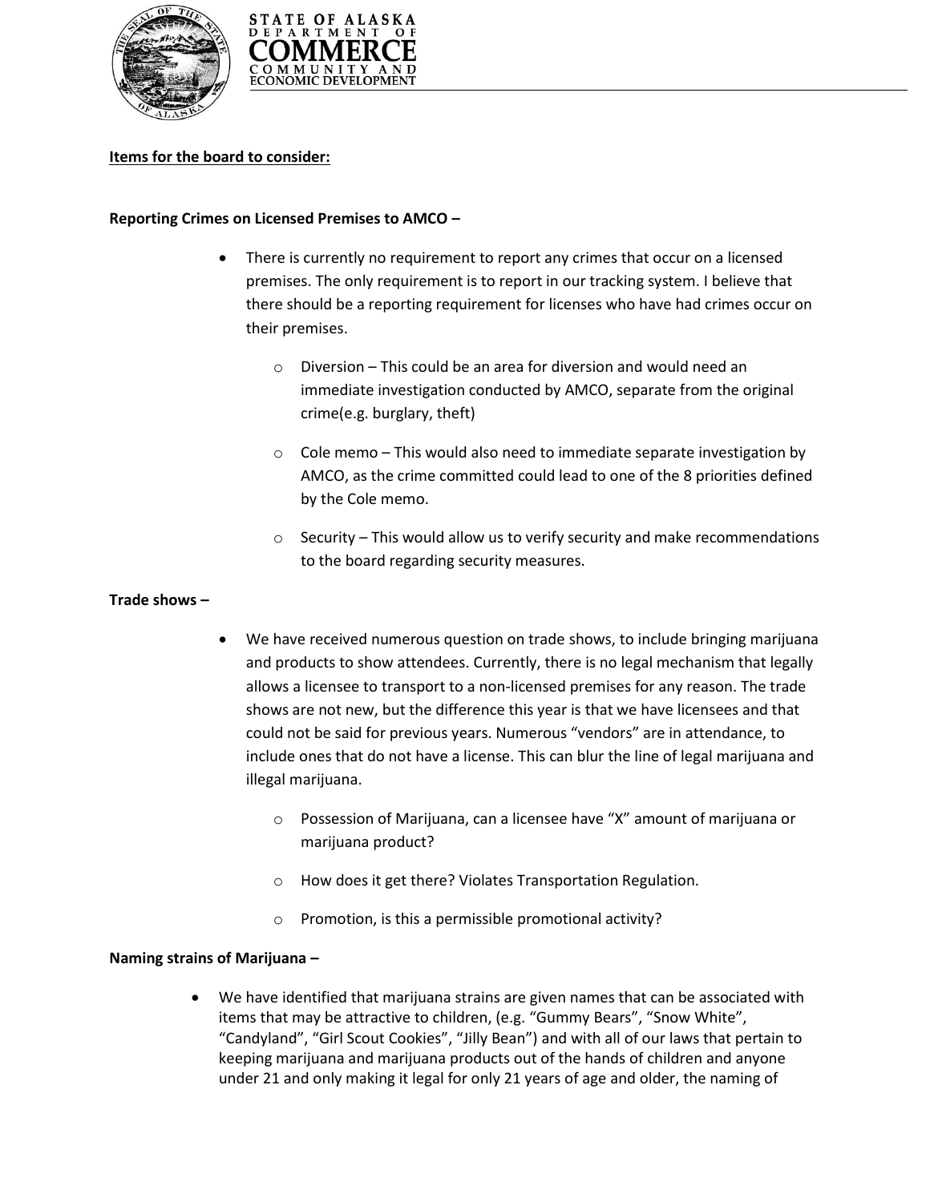**Items for the board to consider:**

**Reporting Crimes on Licensed Premises to AMCO –**

- There is currently no requirement to report any crimes that occur on a licensed premises. The only requirement is to report in our tracking system. I believe that there should be a reporting requirement for licenses who have had crimes occur on their premises.
  - Diversion – This could be an area for diversion and would need an immediate investigation conducted by AMCO, separate from the original crime(e.g. burglary, theft)
  - Cole memo – This would also need to immediate separate investigation by AMCO, as the crime committed could lead to one of the 8 priorities defined by the Cole memo.
  - Security – This would allow us to verify security and make recommendations to the board regarding security measures.

**Trade shows –**

- We have received numerous question on trade shows, to include bringing marijuana and products to show attendees. Currently, there is no legal mechanism that legally allows a licensee to transport to a non-licensed premises for any reason. The trade shows are not new, but the difference this year is that we have licensees and that could not be said for previous years. Numerous "vendors" are in attendance, to include ones that do not have a license. This can blur the line of legal marijuana and illegal marijuana.
  - Possession of Marijuana, can a licensee have "X" amount of marijuana or marijuana product?
  - How does it get there? Violates Transportation Regulation.
  - Promotion, is this a permissible promotional activity?

**Naming strains of Marijuana –**

- We have identified that marijuana strains are given names that can be associated with items that may be attractive to children, (e.g. "Gummy Bears", "Snow White", "Candyland", "Girl Scout Cookies", "Jilly Bean") and with all of our laws that pertain to keeping marijuana and marijuana products out of the hands of children and anyone under 21 and only making it legal for only 21 years of age and older, the naming of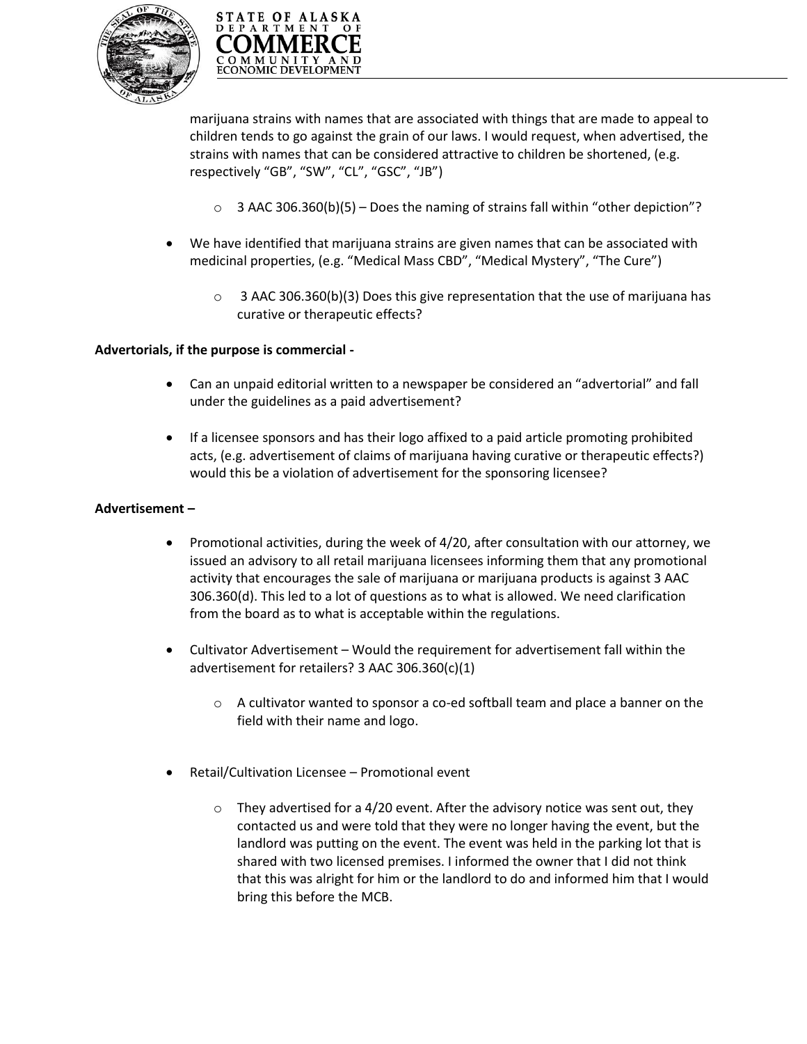marijuana strains with names that are associated with things that are made to appeal to children tends to go against the grain of our laws. I would request, when advertised, the strains with names that can be considered attractive to children be shortened, (e.g. respectively "GB", "SW", "CL", "GSC", "JB")

  - 3 AAC 306.360(b)(5) – Does the naming of strains fall within "other depiction"?

- We have identified that marijuana strains are given names that can be associated with medicinal properties, (e.g. "Medical Mass CBD", "Medical Mystery", "The Cure")

  - 3 AAC 306.360(b)(3) Does this give representation that the use of marijuana has curative or therapeutic effects?

**Advertorials, if the purpose is commercial -**

- Can an unpaid editorial written to a newspaper be considered an "advertorial" and fall under the guidelines as a paid advertisement?

- If a licensee sponsors and has their logo affixed to a paid article promoting prohibited acts, (e.g. advertisement of claims of marijuana having curative or therapeutic effects?) would this be a violation of advertisement for the sponsoring licensee?

**Advertisement –**

- Promotional activities, during the week of 4/20, after consultation with our attorney, we issued an advisory to all retail marijuana licensees informing them that any promotional activity that encourages the sale of marijuana or marijuana products is against 3 AAC 306.360(d). This led to a lot of questions as to what is allowed. We need clarification from the board as to what is acceptable within the regulations.

- Cultivator Advertisement – Would the requirement for advertisement fall within the advertisement for retailers? 3 AAC 306.360(c)(1)

  - A cultivator wanted to sponsor a co-ed softball team and place a banner on the field with their name and logo.

- Retail/Cultivation Licensee – Promotional event

  - They advertised for a 4/20 event. After the advisory notice was sent out, they contacted us and were told that they were no longer having the event, but the landlord was putting on the event. The event was held in the parking lot that is shared with two licensed premises. I informed the owner that I did not think that this was alright for him or the landlord to do and informed him that I would bring this before the MCB.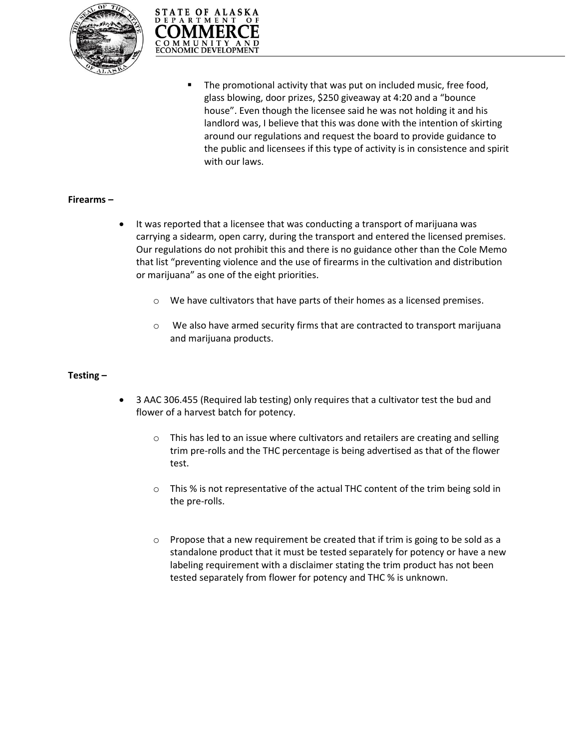- The promotional activity that was put on included music, free food, glass blowing, door prizes, $250 giveaway at 4:20 and a "bounce house". Even though the licensee said he was not holding it and his landlord was, I believe that this was done with the intention of skirting around our regulations and request the board to provide guidance to the public and licensees if this type of activity is in consistence and spirit with our laws.

**Firearms –**

- It was reported that a licensee that was conducting a transport of marijuana was carrying a sidearm, open carry, during the transport and entered the licensed premises. Our regulations do not prohibit this and there is no guidance other than the Cole Memo that list "preventing violence and the use of firearms in the cultivation and distribution or marijuana" as one of the eight priorities.
  - We have cultivators that have parts of their homes as a licensed premises.
  - We also have armed security firms that are contracted to transport marijuana and marijuana products.

**Testing –**

- 3 AAC 306.455 (Required lab testing) only requires that a cultivator test the bud and flower of a harvest batch for potency.
  - This has led to an issue where cultivators and retailers are creating and selling trim pre-rolls and the THC percentage is being advertised as that of the flower test.
  - This % is not representative of the actual THC content of the trim being sold in the pre-rolls.
  - Propose that a new requirement be created that if trim is going to be sold as a standalone product that it must be tested separately for potency or have a new labeling requirement with a disclaimer stating the trim product has not been tested separately from flower for potency and THC % is unknown.